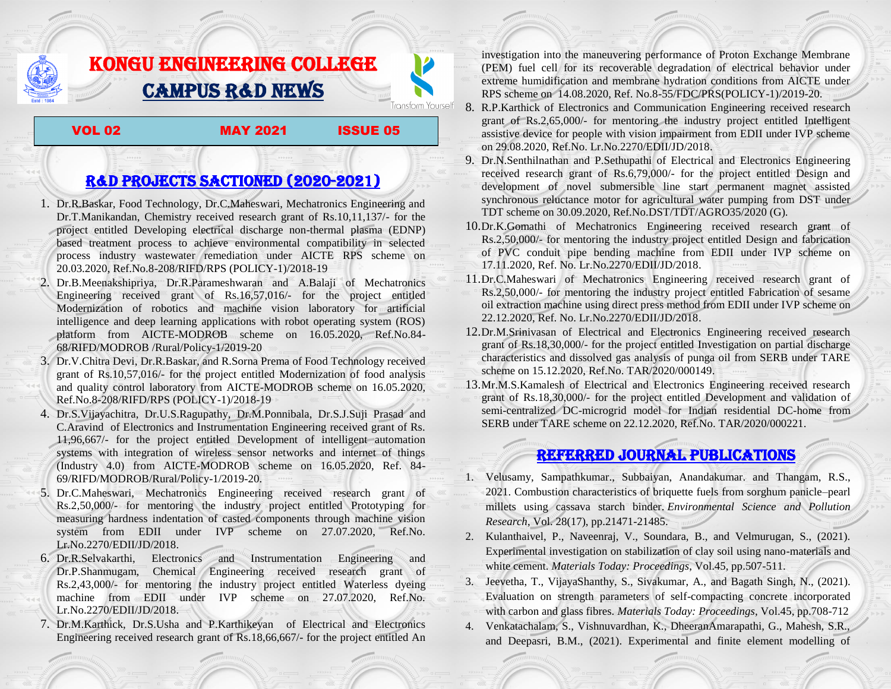# KONGU ENGINEERING COLLEGE

# CAMPUS R&D NEWS

Transform Yourself

**VOL 02** **MAY 2021** **ISSUE 05**

## R&D PROJECTS SACTIONED (2020-2021)

1. Dr.R.Baskar, Food Technology, Dr.C.Maheswari, Mechatronics Engineering and Dr.T.Manikandan, Chemistry received research grant of Rs.10,11,137/- for the project entitled Developing electrical discharge non-thermal plasma (EDNP) based treatment process to achieve environmental compatibility in selected process industry wastewater remediation under AICTE RPS scheme on 20.03.2020, Ref.No.8-208/RIFD/RPS (POLICY-1)/2018-19
2. Dr.B.Meenakshipriya, Dr.R.Parameshwaran and A.Balaji of Mechatronics Engineering received grant of Rs.16,57,016/- for the project entitled Modernization of robotics and machine vision laboratory for artificial intelligence and deep learning applications with robot operating system (ROS) platform from AICTE-MODROB scheme on 16.05.2020, Ref.No.84-68/RIFD/MODROB /Rural/Policy-1/2019-20
3. Dr.V.Chitra Devi, Dr.R.Baskar, and R.Sorna Prema of Food Technology received grant of Rs.10,57,016/- for the project entitled Modernization of food analysis and quality control laboratory from AICTE-MODROB scheme on 16.05.2020, Ref.No.8-208/RIFD/RPS (POLICY-1)/2018-19
4. Dr.S.Vijayachitra, Dr.U.S.Ragupathy, Dr.M.Ponnibala, Dr.S.J.Suji Prasad and C.Aravind of Electronics and Instrumentation Engineering received grant of Rs. 11,96,667/- for the project entitled Development of intelligent automation systems with integration of wireless sensor networks and internet of things (Industry 4.0) from AICTE-MODROB scheme on 16.05.2020, Ref. 84-69/RIFD/MODROB/Rural/Policy-1/2019-20.
5. Dr.C.Maheswari, Mechatronics Engineering received research grant of Rs.2,50,000/- for mentoring the industry project entitled Prototyping for measuring hardness indentation of casted components through machine vision system from EDII under IVP scheme on 27.07.2020, Ref.No. Lr.No.2270/EDII/JD/2018.
6. Dr.R.Selvakarthi, Electronics and Instrumentation Engineering and Dr.P.Shanmugam, Chemical Engineering received research grant of Rs.2,43,000/- for mentoring the industry project entitled Waterless dyeing machine from EDII under IVP scheme on 27.07.2020, Ref.No. Lr.No.2270/EDII/JD/2018.
7. Dr.M.Karthick, Dr.S.Usha and P.Karthikeyan of Electrical and Electronics Engineering received research grant of Rs.18,66,667/- for the project entitled An investigation into the maneuvering performance of Proton Exchange Membrane (PEM) fuel cell for its recoverable degradation of electrical behavior under extreme humidification and membrane hydration conditions from AICTE under RPS scheme on 14.08.2020, Ref. No.8-55/FDC/PRS(POLICY-1)/2019-20.
8. R.P.Karthick of Electronics and Communication Engineering received research grant of Rs.2,65,000/- for mentoring the industry project entitled Intelligent assistive device for people with vision impairment from EDII under IVP scheme on 29.08.2020, Ref.No. Lr.No.2270/EDII/JD/2018.
9. Dr.N.Senthilnathan and P.Sethupathi of Electrical and Electronics Engineering received research grant of Rs.6,79,000/- for the project entitled Design and development of novel submersible line start permanent magnet assisted synchronous reluctance motor for agricultural water pumping from DST under TDT scheme on 30.09.2020, Ref.No.DST/TDT/AGRO35/2020 (G).
10. Dr.K.Gomathi of Mechatronics Engineering received research grant of Rs.2,50,000/- for mentoring the industry project entitled Design and fabrication of PVC conduit pipe bending machine from EDII under IVP scheme on 17.11.2020, Ref. No. Lr.No.2270/EDII/JD/2018.
11. Dr.C.Maheswari of Mechatronics Engineering received research grant of Rs.2,50,000/- for mentoring the industry project entitled Fabrication of sesame oil extraction machine using direct press method from EDII under IVP scheme on 22.12.2020, Ref. No. Lr.No.2270/EDII/JD/2018.
12. Dr.M.Srinivasan of Electrical and Electronics Engineering received research grant of Rs.18,30,000/- for the project entitled Investigation on partial discharge characteristics and dissolved gas analysis of punga oil from SERB under TARE scheme on 15.12.2020, Ref.No. TAR/2020/000149.
13. Mr.M.S.Kamalesh of Electrical and Electronics Engineering received research grant of Rs.18,30,000/- for the project entitled Development and validation of semi-centralized DC-microgrid model for Indian residential DC-home from SERB under TARE scheme on 22.12.2020, Ref.No. TAR/2020/000221.

## REFERRED JOURNAL PUBLICATIONS

1. Velusamy, Sampathkumar., Subbaiyan, Anandakumar. and Thangam, R.S., 2021. Combustion characteristics of briquette fuels from sorghum panicle–pearl millets using cassava starch binder. *Environmental Science and Pollution Research*, Vol. 28(17), pp.21471-21485.
2. Kulanthaivel, P., Naveenraj, V., Soundara, B., and Velmurugan, S., (2021). Experimental investigation on stabilization of clay soil using nano-materials and white cement. *Materials Today: Proceedings*, Vol.45, pp.507-511.
3. Jeevetha, T., VijayaShanthy, S., Sivakumar, A., and Bagath Singh, N., (2021). Evaluation on strength parameters of self-compacting concrete incorporated with carbon and glass fibres. *Materials Today: Proceedings*, Vol.45, pp.708-712
4. Venkatachalam, S., Vishnuvardhan, K., DheeranAmarapathi, G., Mahesh, S.R., and Deepasri, B.M., (2021). Experimental and finite element modelling of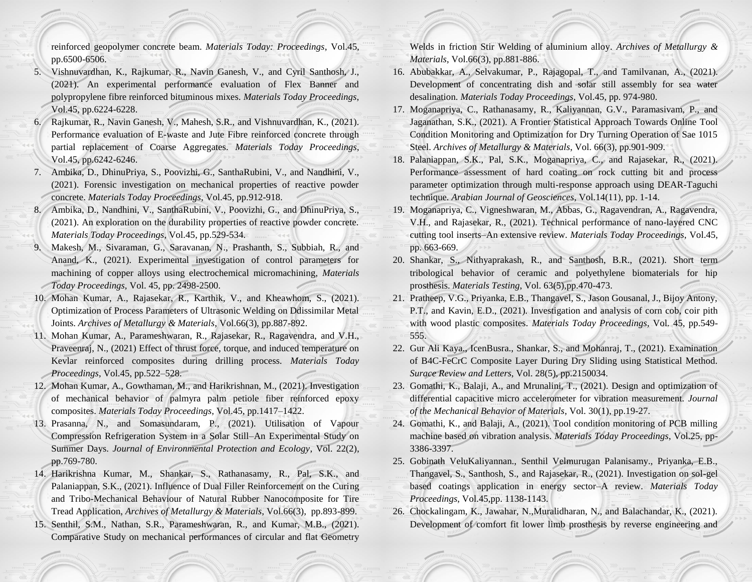reinforced geopolymer concrete beam. *Materials Today: Proceedings*, Vol.45, pp.6500-6506.

5. Vishnuvardhan, K., Rajkumar, R., Navin Ganesh, V., and Cyril Santhosh, J., (2021). An experimental performance evaluation of Flex Banner and polypropylene fibre reinforced bituminous mixes. *Materials Today Proceedings*, Vol.45, pp.6224-6228.
6. Rajkumar, R., Navin Ganesh, V., Mahesh, S.R., and Vishnuvardhan, K., (2021). Performance evaluation of E-waste and Jute Fibre reinforced concrete through partial replacement of Coarse Aggregates. *Materials Today Proceedings*, Vol.45, pp.6242-6246.
7. Ambika, D., DhinuPriya, S., Poovizhi, G., SanthaRubini, V., and Nandhini, V., (2021). Forensic investigation on mechanical properties of reactive powder concrete. *Materials Today Proceedings*, Vol.45, pp.912-918.
8. Ambika, D., Nandhini, V., SanthaRubini, V., Poovizhi, G., and DhinuPriya, S., (2021). An exploration on the durability properties of reactive powder concrete. *Materials Today Proceedings*, Vol.45, pp.529-534.
9. Makesh, M., Sivaraman, G., Saravanan, N., Prashanth, S., Subbiah, R., and Anand, K., (2021). Experimental investigation of control parameters for machining of copper alloys using electrochemical micromachining, *Materials Today Proceedings*, Vol. 45, pp. 2498-2500.
10. Mohan Kumar, A., Rajasekar, R., Karthik, V., and Kheawhom, S., (2021). Optimization of Process Parameters of Ultrasonic Welding on Ddissimilar Metal Joints. *Archives of Metallurgy & Materials*, Vol.66(3), pp.887-892.
11. Mohan Kumar, A., Parameshwaran, R., Rajasekar, R., Ragavendra, and V.H., Praveenraj, N., (2021) Effect of thrust force, torque, and induced temperature on Kevlar reinforced composites during drilling process. *Materials Today Proceedings*, Vol.45, pp.522–528.
12. Mohan Kumar, A., Gowthaman, M., and Harikrishnan, M., (2021). Investigation of mechanical behavior of palmyra palm petiole fiber reinforced epoxy composites. *Materials Today Proceedings*, Vol.45, pp.1417–1422.
13. Prasanna, N., and Somasundaram, P., (2021). Utilisation of Vapour Compression Refrigeration System in a Solar Still–An Experimental Study on Summer Days. *Journal of Environmental Protection and Ecology*, Vol. 22(2), pp.769-780.
14. Harikrishna Kumar, M., Shankar, S., Rathanasamy, R., Pal, S.K., and Palaniappan, S.K., (2021). Influence of Dual Filler Reinforcement on the Curing and Tribo-Mechanical Behaviour of Natural Rubber Nanocomposite for Tire Tread Application, *Archives of Metallurgy & Materials*, Vol.66(3), pp.893-899.
15. Senthil, S.M., Nathan, S.R., Parameshwaran, R., and Kumar, M.B., (2021). Comparative Study on mechanical performances of circular and flat Geometry Welds in friction Stir Welding of aluminium alloy. *Archives of Metallurgy & Materials*, Vol.66(3), pp.881-886.
16. Abubakkar, A., Selvakumar, P., Rajagopal, T., and Tamilvanan, A., (2021). Development of concentrating dish and solar still assembly for sea water desalination. *Materials Today Proceedings*, Vol.45, pp. 974-980.
17. Moganapriya, C., Rathanasamy, R., Kaliyannan, G.V., Paramasivam, P., and Jaganathan, S.K., (2021). A Frontier Statistical Approach Towards Online Tool Condition Monitoring and Optimization for Dry Turning Operation of Sae 1015 Steel. *Archives of Metallurgy & Materials*, Vol. 66(3), pp.901-909.
18. Palaniappan, S.K., Pal, S.K., Moganapriya, C., and Rajasekar, R., (2021). Performance assessment of hard coating on rock cutting bit and process parameter optimization through multi-response approach using DEAR-Taguchi technique. *Arabian Journal of Geosciences*, Vol.14(11), pp. 1-14.
19. Moganapriya, C., Vigneshwaran, M., Abbas, G., Ragavendran, A., Ragavendra, V.H., and Rajasekar, R., (2021). Technical performance of nano-layered CNC cutting tool inserts–An extensive review. *Materials Today Proceedings*, Vol.45, pp. 663-669.
20. Shankar, S., Nithyaprakash, R., and Santhosh, B.R., (2021). Short term tribological behavior of ceramic and polyethylene biomaterials for hip prosthesis. *Materials Testing*, Vol. 63(5),pp.470-473.
21. Pratheep, V.G., Priyanka, E.B., Thangavel, S., Jason Gousanal, J., Bijoy Antony, P.T., and Kavin, E.D., (2021). Investigation and analysis of corn cob, coir pith with wood plastic composites. *Materials Today Proceedings*, Vol. 45, pp.549-555.
22. Gur Ali Kaya., IcenBusra., Shankar, S., and Mohanraj, T., (2021). Examination of B4C-FeCrC Composite Layer During Dry Sliding using Statistical Method. *Surace Review and Letters*, Vol. 28(5), pp.2150034.
23. Gomathi, K., Balaji, A., and Mrunalini, T., (2021). Design and optimization of differential capacitive micro accelerometer for vibration measurement. *Journal of the Mechanical Behavior of Materials*, Vol. 30(1), pp.19-27.
24. Gomathi, K., and Balaji, A., (2021). Tool condition monitoring of PCB milling machine based on vibration analysis. *Materials Today Proceedings*, Vol.25, pp-3386-3397.
25. Gobinath VeluKaliyannan., Senthil Velmurugan Palanisamy., Priyanka, E.B., Thangavel, S., Santhosh, S., and Rajasekar, R., (2021). Investigation on sol-gel based coatings application in energy sector–A review. *Materials Today Proceedings*, Vol.45,pp. 1138-1143.
26. Chockalingam, K., Jawahar, N.,Muralidharan, N., and Balachandar, K., (2021). Development of comfort fit lower limb prosthesis by reverse engineering and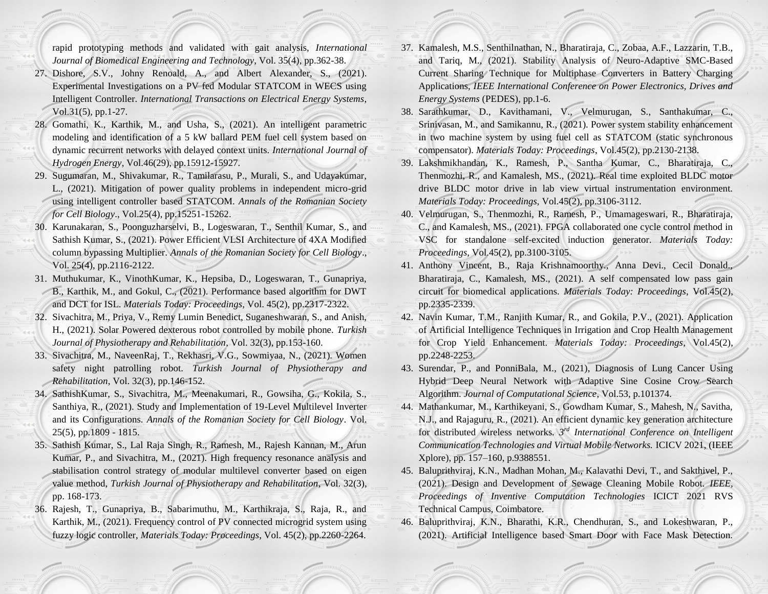rapid prototyping methods and validated with gait analysis, *International Journal of Biomedical Engineering and Technology*, Vol. 35(4), pp.362-38.

27. Dishore, S.V., Johny Renoald, A., and Albert Alexander, S., (2021). Experimental Investigations on a PV fed Modular STATCOM in WECS using Intelligent Controller. *International Transactions on Electrical Energy Systems*, Vol.31(5), pp.1-27.
28. Gomathi, K., Karthik, M., and Usha, S., (2021). An intelligent parametric modeling and identification of a 5 kW ballard PEM fuel cell system based on dynamic recurrent networks with delayed context units. *International Journal of Hydrogen Energy*, Vol.46(29), pp.15912-15927.
29. Sugumaran, M., Shivakumar, R., Tamilarasu, P., Murali, S., and Udayakumar, L., (2021). Mitigation of power quality problems in independent micro-grid using intelligent controller based STATCOM. *Annals of the Romanian Society for Cell Biology*., Vol.25(4), pp.15251-15262.
30. Karunakaran, S., Poonguzharselvi, B., Logeswaran, T., Senthil Kumar, S., and Sathish Kumar, S., (2021). Power Efficient VLSI Architecture of 4XA Modified column bypassing Multiplier. *Annals of the Romanian Society for Cell Biology*., Vol. 25(4), pp.2116-2122.
31. Muthukumar, K., VinothKumar, K., Hepsiba, D., Logeswaran, T., Gunapriya, B., Karthik, M., and Gokul, C., (2021). Performance based algorithm for DWT and DCT for ISL. *Materials Today: Proceedings*, Vol. 45(2), pp.2317-2322.
32. Sivachitra, M., Priya, V., Remy Lumin Benedict, Suganeshwaran, S., and Anish, H., (2021). Solar Powered dexterous robot controlled by mobile phone. *Turkish Journal of Physiotherapy and Rehabilitation*, Vol. 32(3), pp.153-160.
33. Sivachitra, M., NaveenRaj, T., Rekhasri, V.G., Sowmiyaa, N., (2021). Women safety night patrolling robot. *Turkish Journal of Physiotherapy and Rehabilitation*, Vol. 32(3), pp.146-152.
34. SathishKumar, S., Sivachitra, M., Meenakumari, R., Gowsiha, G., Kokila, S., Santhiya, R., (2021). Study and Implementation of 19-Level Multilevel Inverter and its Configurations. *Annals of the Romanian Society for Cell Biology*. Vol. 25(5), pp.1809 - 1815.
35. Sathish Kumar, S., Lal Raja Singh, R., Ramesh, M., Rajesh Kannan, M., Arun Kumar, P., and Sivachitra, M., (2021). High frequency resonance analysis and stabilisation control strategy of modular multilevel converter based on eigen value method, *Turkish Journal of Physiotherapy and Rehabilitation*, Vol. 32(3), pp. 168-173.
36. Rajesh, T., Gunapriya, B., Sabarimuthu, M., Karthikraja, S., Raja, R., and Karthik, M., (2021). Frequency control of PV connected microgrid system using fuzzy logic controller, *Materials Today: Proceedings*, Vol. 45(2), pp.2260-2264.
37. Kamalesh, M.S., Senthilnathan, N., Bharatiraja, C., Zobaa, A.F., Lazzarin, T.B., and Tariq, M., (2021). Stability Analysis of Neuro-Adaptive SMC-Based Current Sharing Technique for Multiphase Converters in Battery Charging Applications, *IEEE International Conference on Power Electronics, Drives and Energy Systems* (PEDES), pp.1-6.
38. Sarathkumar, D., Kavithamani, V., Velmurugan, S., Santhakumar, C., Srinivasan, M., and Samikannu, R., (2021). Power system stability enhancement in two machine system by using fuel cell as STATCOM (static synchronous compensator). *Materials Today: Proceedings*, Vol.45(2), pp.2130-2138.
39. Lakshmikhandan, K., Ramesh, P., Santha Kumar, C., Bharatiraja, C., Thenmozhi, R., and Kamalesh, MS., (2021). Real time exploited BLDC motor drive BLDC motor drive in lab view virtual instrumentation environment. *Materials Today: Proceedings*, Vol.45(2), pp.3106-3112.
40. Velmurugan, S., Thenmozhi, R., Ramesh, P., Umamageswari, R., Bharatiraja, C., and Kamalesh, MS., (2021). FPGA collaborated one cycle control method in VSC for standalone self-excited induction generator. *Materials Today: Proceedings*, Vol.45(2), pp.3100-3105.
41. Anthony Vincent, B., Raja Krishnamoorthy., Anna Devi., Cecil Donald., Bharatiraja, C., Kamalesh, MS., (2021). A self compensated low pass gain circuit for biomedical applications. *Materials Today: Proceedings*, Vol.45(2), pp.2335-2339.
42. Navin Kumar, T.M., Ranjith Kumar, R., and Gokila, P.V., (2021). Application of Artificial Intelligence Techniques in Irrigation and Crop Health Management for Crop Yield Enhancement. *Materials Today: Proceedings*, Vol.45(2), pp.2248-2253.
43. Surendar, P., and PonniBala, M., (2021), Diagnosis of Lung Cancer Using Hybrid Deep Neural Network with Adaptive Sine Cosine Crow Search Algorithm. *Journal of Computational Science*, Vol.53, p.101374.
44. Mathankumar, M., Karthikeyani, S., Gowdham Kumar, S., Mahesh, N., Savitha, N.J., and Rajaguru, R., (2021). An efficient dynamic key generation architecture for distributed wireless networks. *3rd International Conference on Intelligent Communication Technologies and Virtual Mobile Networks.* ICICV 2021, (IEEE Xplore), pp. 157–160, p.9388551.
45. Baluprithviraj, K.N., Madhan Mohan, M., Kalavathi Devi, T., and Sakthivel, P., (2021). Design and Development of Sewage Cleaning Mobile Robot. *IEEE, Proceedings of Inventive Computation Technologies* ICICT 2021 RVS Technical Campus, Coimbatore.
46. Baluprithviraj, K.N., Bharathi, K.R., Chendhuran, S., and Lokeshwaran, P., (2021). Artificial Intelligence based Smart Door with Face Mask Detection.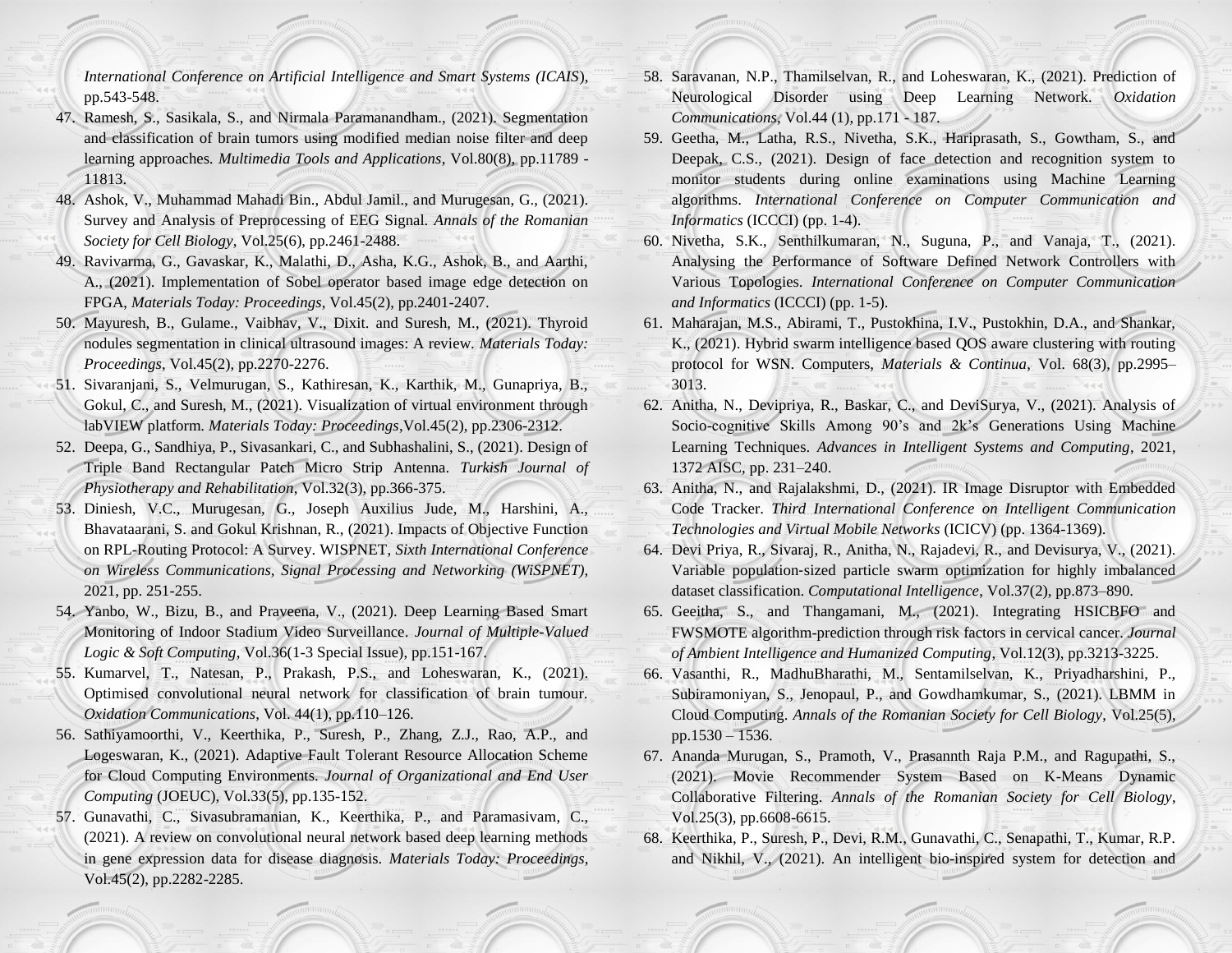*International Conference on Artificial Intelligence and Smart Systems (ICAIS)*, pp.543-548.

47. Ramesh, S., Sasikala, S., and Nirmala Paramanandham., (2021). Segmentation and classification of brain tumors using modified median noise filter and deep learning approaches. *Multimedia Tools and Applications*, Vol.80(8), pp.11789 - 11813.
48. Ashok, V., Muhammad Mahadi Bin., Abdul Jamil., and Murugesan, G., (2021). Survey and Analysis of Preprocessing of EEG Signal. *Annals of the Romanian Society for Cell Biology*, Vol.25(6), pp.2461-2488.
49. Ravivarma, G., Gavaskar, K., Malathi, D., Asha, K.G., Ashok, B., and Aarthi, A., (2021). Implementation of Sobel operator based image edge detection on FPGA, *Materials Today: Proceedings*, Vol.45(2), pp.2401-2407.
50. Mayuresh, B., Gulame., Vaibhav, V., Dixit. and Suresh, M., (2021). Thyroid nodules segmentation in clinical ultrasound images: A review. *Materials Today: Proceedings*, Vol.45(2), pp.2270-2276.
51. Sivaranjani, S., Velmurugan, S., Kathiresan, K., Karthik, M., Gunapriya, B., Gokul, C., and Suresh, M., (2021). Visualization of virtual environment through labVIEW platform. *Materials Today: Proceedings*,Vol.45(2), pp.2306-2312.
52. Deepa, G., Sandhiya, P., Sivasankari, C., and Subhashalini, S., (2021). Design of Triple Band Rectangular Patch Micro Strip Antenna. *Turkish Journal of Physiotherapy and Rehabilitation*, Vol.32(3), pp.366-375.
53. Diniesh, V.C., Murugesan, G., Joseph Auxilius Jude, M., Harshini, A., Bhavataarani, S. and Gokul Krishnan, R., (2021). Impacts of Objective Function on RPL-Routing Protocol: A Survey. WISPNET, *Sixth International Conference on Wireless Communications, Signal Processing and Networking (WiSPNET)*, 2021, pp. 251-255.
54. Yanbo, W., Bizu, B., and Praveena, V., (2021). Deep Learning Based Smart Monitoring of Indoor Stadium Video Surveillance. *Journal of Multiple-Valued Logic & Soft Computing*, Vol.36(1-3 Special Issue), pp.151-167.
55. Kumarvel, T., Natesan, P., Prakash, P.S., and Loheswaran, K., (2021). Optimised convolutional neural network for classification of brain tumour. *Oxidation Communications*, Vol. 44(1), pp.110–126.
56. Sathiyamoorthi, V., Keerthika, P., Suresh, P., Zhang, Z.J., Rao, A.P., and Logeswaran, K., (2021). Adaptive Fault Tolerant Resource Allocation Scheme for Cloud Computing Environments. *Journal of Organizational and End User Computing* (JOEUC), Vol.33(5), pp.135-152.
57. Gunavathi, C., Sivasubramanian, K., Keerthika, P., and Paramasivam, C., (2021). A review on convolutional neural network based deep learning methods in gene expression data for disease diagnosis. *Materials Today: Proceedings*, Vol.45(2), pp.2282-2285.
58. Saravanan, N.P., Thamilselvan, R., and Loheswaran, K., (2021). Prediction of Neurological Disorder using Deep Learning Network. *Oxidation Communications*, Vol.44 (1), pp.171 - 187.
59. Geetha, M., Latha, R.S., Nivetha, S.K., Hariprasath, S., Gowtham, S., and Deepak, C.S., (2021). Design of face detection and recognition system to monitor students during online examinations using Machine Learning algorithms. *International Conference on Computer Communication and Informatics* (ICCCI) (pp. 1-4).
60. Nivetha, S.K., Senthilkumaran, N., Suguna, P., and Vanaja, T., (2021). Analysing the Performance of Software Defined Network Controllers with Various Topologies. *International Conference on Computer Communication and Informatics* (ICCCI) (pp. 1-5).
61. Maharajan, M.S., Abirami, T., Pustokhina, I.V., Pustokhin, D.A., and Shankar, K., (2021). Hybrid swarm intelligence based QOS aware clustering with routing protocol for WSN. Computers, *Materials & Continua*, Vol. 68(3), pp.2995–3013.
62. Anitha, N., Devipriya, R., Baskar, C., and DeviSurya, V., (2021). Analysis of Socio-cognitive Skills Among 90's and 2k's Generations Using Machine Learning Techniques. *Advances in Intelligent Systems and Computing*, 2021, 1372 AISC, pp. 231–240.
63. Anitha, N., and Rajalakshmi, D., (2021). IR Image Disruptor with Embedded Code Tracker. *Third International Conference on Intelligent Communication Technologies and Virtual Mobile Networks* (ICICV) (pp. 1364-1369).
64. Devi Priya, R., Sivaraj, R., Anitha, N., Rajadevi, R., and Devisurya, V., (2021). Variable population-sized particle swarm optimization for highly imbalanced dataset classification. *Computational Intelligence*, Vol.37(2), pp.873–890.
65. Geeitha, S., and Thangamani, M., (2021). Integrating HSICBFO and FWSMOTE algorithm-prediction through risk factors in cervical cancer. *Journal of Ambient Intelligence and Humanized Computing*, Vol.12(3), pp.3213-3225.
66. Vasanthi, R., MadhuBharathi, M., Sentamilselvan, K., Priyadharshini, P., Subiramoniyan, S., Jenopaul, P., and Gowdhamkumar, S., (2021). LBMM in Cloud Computing. *Annals of the Romanian Society for Cell Biology*, Vol.25(5), pp.1530 – 1536.
67. Ananda Murugan, S., Pramoth, V., Prasannth Raja P.M., and Ragupathi, S., (2021). Movie Recommender System Based on K-Means Dynamic Collaborative Filtering. *Annals of the Romanian Society for Cell Biology*, Vol.25(3), pp.6608-6615.
68. Keerthika, P., Suresh, P., Devi, R.M., Gunavathi, C., Senapathi, T., Kumar, R.P. and Nikhil, V., (2021). An intelligent bio-inspired system for detection and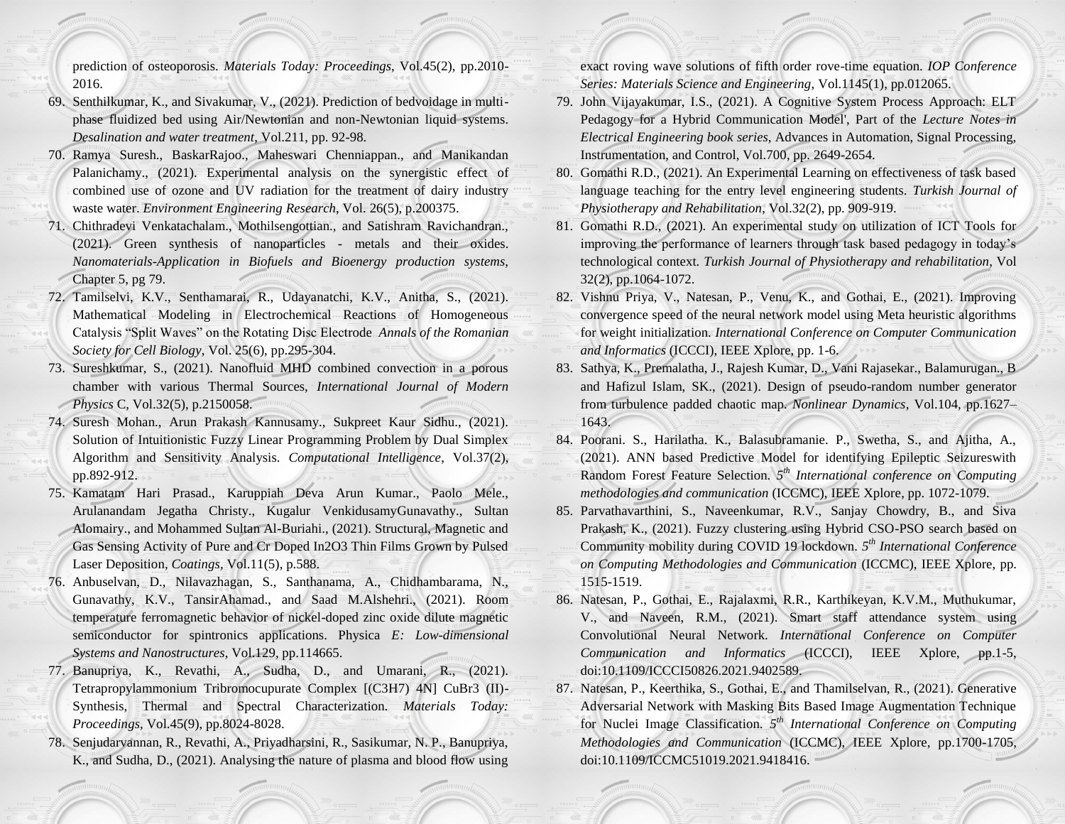prediction of osteoporosis. *Materials Today: Proceedings*, Vol.45(2), pp.2010-2016.

69. Senthilkumar, K., and Sivakumar, V., (2021). Prediction of bedvoidage in multi-phase fluidized bed using Air/Newtonian and non-Newtonian liquid systems. *Desalination and water treatment*, Vol.211, pp. 92-98.
70. Ramya Suresh., BaskarRajoo., Maheswari Chenniappan., and Manikandan Palanichamy., (2021). Experimental analysis on the synergistic effect of combined use of ozone and UV radiation for the treatment of dairy industry waste water. *Environment Engineering Research*, Vol. 26(5), p.200375.
71. Chithradevi Venkatachalam., Mothilsengottian., and Satishram Ravichandran., (2021). Green synthesis of nanoparticles - metals and their oxides. *Nanomaterials-Application in Biofuels and Bioenergy production systems,* Chapter 5, pg 79.
72. Tamilselvi, K.V., Senthamarai, R., Udayanatchi, K.V., Anitha, S., (2021). Mathematical Modeling in Electrochemical Reactions of Homogeneous Catalysis "Split Waves" on the Rotating Disc Electrode *Annals of the Romanian Society for Cell Biology*, Vol. 25(6), pp.295-304.
73. Sureshkumar, S., (2021). Nanofluid MHD combined convection in a porous chamber with various Thermal Sources, *International Journal of Modern Physics* C, Vol.32(5), p.2150058.
74. Suresh Mohan., Arun Prakash Kannusamy., Sukpreet Kaur Sidhu., (2021). Solution of Intuitionistic Fuzzy Linear Programming Problem by Dual Simplex Algorithm and Sensitivity Analysis. *Computational Intelligence*, Vol.37(2), pp.892-912.
75. Kamatam Hari Prasad., Karuppiah Deva Arun Kumar., Paolo Mele., Arulanandam Jegatha Christy., Kugalur VenkidusamyGunavathy., Sultan Alomairy., and Mohammed Sultan Al-Buriahi., (2021). Structural, Magnetic and Gas Sensing Activity of Pure and Cr Doped In2O3 Thin Films Grown by Pulsed Laser Deposition, *Coatings*, Vol.11(5), p.588.
76. Anbuselvan, D., Nilavazhagan, S., Santhanama, A., Chidhambarama, N., Gunavathy, K.V., TansirAhamad., and Saad M.Alshehri., (2021). Room temperature ferromagnetic behavior of nickel-doped zinc oxide dilute magnetic semiconductor for spintronics applications. Physica *E: Low-dimensional Systems and Nanostructures*, Vol.129, pp.114665.
77. Banupriya, K., Revathi, A., Sudha, D., and Umarani, R., (2021). Tetrapropylammonium Tribromocupurate Complex [(C3H7) 4N] CuBr3 (II)-Synthesis, Thermal and Spectral Characterization. *Materials Today: Proceedings*, Vol.45(9), pp.8024-8028.
78. Senjudarvannan, R., Revathi, A., Priyadharsini, R., Sasikumar, N. P., Banupriya, K., and Sudha, D., (2021). Analysing the nature of plasma and blood flow using exact roving wave solutions of fifth order rove-time equation. *IOP Conference Series: Materials Science and Engineering*, Vol.1145(1), pp.012065.
79. John Vijayakumar, I.S., (2021). A Cognitive System Process Approach: ELT Pedagogy for a Hybrid Communication Model', Part of the *Lecture Notes in Electrical Engineering book series*, Advances in Automation, Signal Processing, Instrumentation, and Control, Vol.700, pp. 2649-2654.
80. Gomathi R.D., (2021). An Experimental Learning on effectiveness of task based language teaching for the entry level engineering students. *Turkish Journal of Physiotherapy and Rehabilitation*, Vol.32(2), pp. 909-919.
81. Gomathi R.D., (2021). An experimental study on utilization of ICT Tools for improving the performance of learners through task based pedagogy in today's technological context. *Turkish Journal of Physiotherapy and rehabilitation*, Vol 32(2), pp.1064-1072.
82. Vishnu Priya, V., Natesan, P., Venu, K., and Gothai, E., (2021). Improving convergence speed of the neural network model using Meta heuristic algorithms for weight initialization. *International Conference on Computer Communication and Informatics* (ICCCI), IEEE Xplore, pp. 1-6.
83. Sathya, K., Premalatha, J., Rajesh Kumar, D., Vani Rajasekar., Balamurugan., B and Hafizul Islam, SK., (2021). Design of pseudo-random number generator from turbulence padded chaotic map. *Nonlinear Dynamics*, Vol.104, pp.1627–1643.
84. Poorani. S., Harilatha. K., Balasubramanie. P., Swetha, S., and Ajitha, A., (2021). ANN based Predictive Model for identifying Epileptic Seizureswith Random Forest Feature Selection. *5th International conference on Computing methodologies and communication* (ICCMC), IEEE Xplore, pp. 1072-1079.
85. Parvathavarthini, S., Naveenkumar, R.V., Sanjay Chowdry, B., and Siva Prakash, K., (2021). Fuzzy clustering using Hybrid CSO-PSO search based on Community mobility during COVID 19 lockdown. *5th International Conference on Computing Methodologies and Communication* (ICCMC), IEEE Xplore, pp. 1515-1519.
86. Natesan, P., Gothai, E., Rajalaxmi, R.R., Karthikeyan, K.V.M., Muthukumar, V., and Naveen, R.M., (2021). Smart staff attendance system using Convolutional Neural Network. *International Conference on Computer Communication and Informatics* (ICCCI), IEEE Xplore, pp.1-5, doi:10.1109/ICCCI50826.2021.9402589.
87. Natesan, P., Keerthika, S., Gothai, E., and Thamilselvan, R., (2021). Generative Adversarial Network with Masking Bits Based Image Augmentation Technique for Nuclei Image Classification. *5th International Conference on Computing Methodologies and Communication* (ICCMC), IEEE Xplore, pp.1700-1705, doi:10.1109/ICCMC51019.2021.9418416.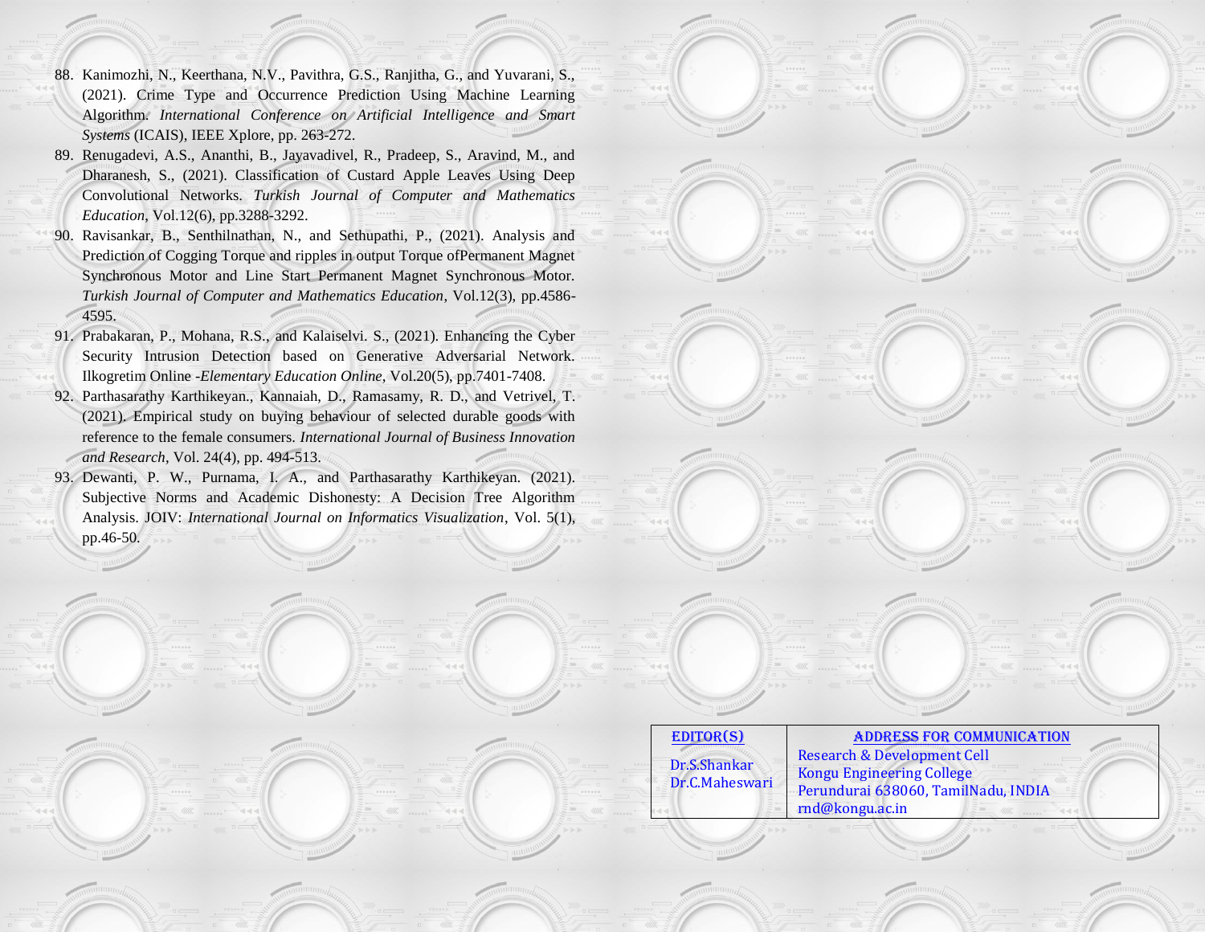88. Kanimozhi, N., Keerthana, N.V., Pavithra, G.S., Ranjitha, G., and Yuvarani, S., (2021). Crime Type and Occurrence Prediction Using Machine Learning Algorithm. *International Conference on Artificial Intelligence and Smart Systems* (ICAIS), IEEE Xplore, pp. 263-272.
89. Renugadevi, A.S., Ananthi, B., Jayavadivel, R., Pradeep, S., Aravind, M., and Dharanesh, S., (2021). Classification of Custard Apple Leaves Using Deep Convolutional Networks. *Turkish Journal of Computer and Mathematics Education*, Vol.12(6), pp.3288-3292.
90. Ravisankar, B., Senthilnathan, N., and Sethupathi, P., (2021). Analysis and Prediction of Cogging Torque and ripples in output Torque ofPermanent Magnet Synchronous Motor and Line Start Permanent Magnet Synchronous Motor. *Turkish Journal of Computer and Mathematics Education*, Vol.12(3), pp.4586-4595.
91. Prabakaran, P., Mohana, R.S., and Kalaiselvi. S., (2021). Enhancing the Cyber Security Intrusion Detection based on Generative Adversarial Network. Ilkogretim Online -*Elementary Education Online*, Vol.20(5), pp.7401-7408.
92. Parthasarathy Karthikeyan., Kannaiah, D., Ramasamy, R. D., and Vetrivel, T. (2021). Empirical study on buying behaviour of selected durable goods with reference to the female consumers. *International Journal of Business Innovation and Research*, Vol. 24(4), pp. 494-513.
93. Dewanti, P. W., Purnama, I. A., and Parthasarathy Karthikeyan. (2021). Subjective Norms and Academic Dishonesty: A Decision Tree Algorithm Analysis. JOIV: *International Journal on Informatics Visualization*, Vol. 5(1), pp.46-50.

| EDITOR(S) | ADDRESS FOR COMMUNICATION |
| --- | --- |
| Dr.S.Shankar<br>Dr.C.Maheswari | Research & Development Cell<br>Kongu Engineering College<br>Perundurai 638060, TamilNadu, INDIA<br>rnd@kongu.ac.in |